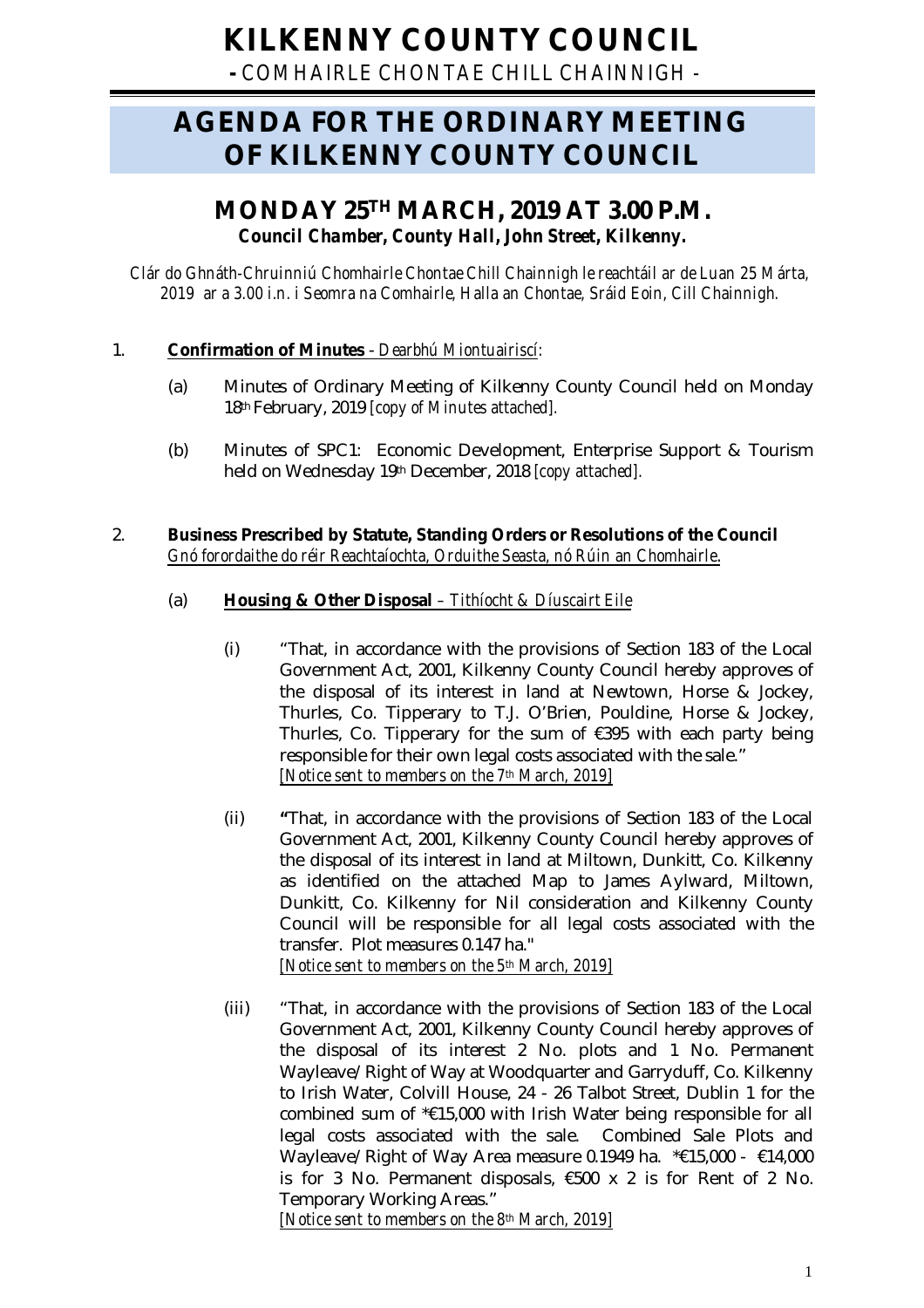# KILKENNY COUNTY COUNCIL

**- COMHAIRLE CHONTAE CHILL CHAINNIGH -**

# AGENDA FOR THE ORDINARY MEETING OF KILKENNY COUNTY COUNCIL

## MONDAY 25TH MARCH, 2019 AT 3.00 P.M.

***Council Chamber, County Hall, John Street, Kilkenny.***

*Clár do Ghnáth-Chruinniú Chomhairle Chontae Chill Chainnigh le reachtáil ar de Luan 25 Márta, 2019 ar a 3.00 i.n. i Seomra na Comhairle, Halla an Chontae, Sráid Eoin, Cill Chainnigh.*

1. **Confirmation of Minutes** *- Dearbhú Miontuairiscí:*

   (a) Minutes of Ordinary Meeting of Kilkenny County Council held on Monday 18th February, 2019 *[copy of Minutes attached].*

   (b) Minutes of SPC1: Economic Development, Enterprise Support & Tourism held on Wednesday 19th December, 2018 *[copy attached].*

2. **Business Prescribed by Statute, Standing Orders or Resolutions of the Council**
   *Gnó forordaithe do réir Reachtaíochta, Orduithe Seasta, nó Rúin an Chomhairle.*

   (a) **Housing & Other Disposal** *– Tithíocht & Díuscairt Eile*

   (i) "That, in accordance with the provisions of Section 183 of the Local Government Act, 2001, Kilkenny County Council hereby approves of the disposal of its interest in land at Newtown, Horse & Jockey, Thurles, Co. Tipperary to T.J. O'Brien, Pouldine, Horse & Jockey, Thurles, Co. Tipperary for the sum of €395 with each party being responsible for their own legal costs associated with the sale."
   *[Notice sent to members on the 7th March, 2019]*

   (ii) "That, in accordance with the provisions of Section 183 of the Local Government Act, 2001, Kilkenny County Council hereby approves of the disposal of its interest in land at Miltown, Dunkitt, Co. Kilkenny as identified on the attached Map to James Aylward, Miltown, Dunkitt, Co. Kilkenny for Nil consideration and Kilkenny County Council will be responsible for all legal costs associated with the transfer. Plot measures 0.147 ha."
   *[Notice sent to members on the 5th March, 2019]*

   (iii) "That, in accordance with the provisions of Section 183 of the Local Government Act, 2001, Kilkenny County Council hereby approves of the disposal of its interest 2 No. plots and 1 No. Permanent Wayleave/Right of Way at Woodquarter and Garryduff, Co. Kilkenny to Irish Water, Colvill House, 24 - 26 Talbot Street, Dublin 1 for the combined sum of *€15,000 with Irish Water being responsible for all legal costs associated with the sale. Combined Sale Plots and Wayleave/Right of Way Area measure 0.1949 ha. *€15,000 - €14,000 is for 3 No. Permanent disposals, €500 x 2 is for Rent of 2 No. Temporary Working Areas."
   *[Notice sent to members on the 8th March, 2019]*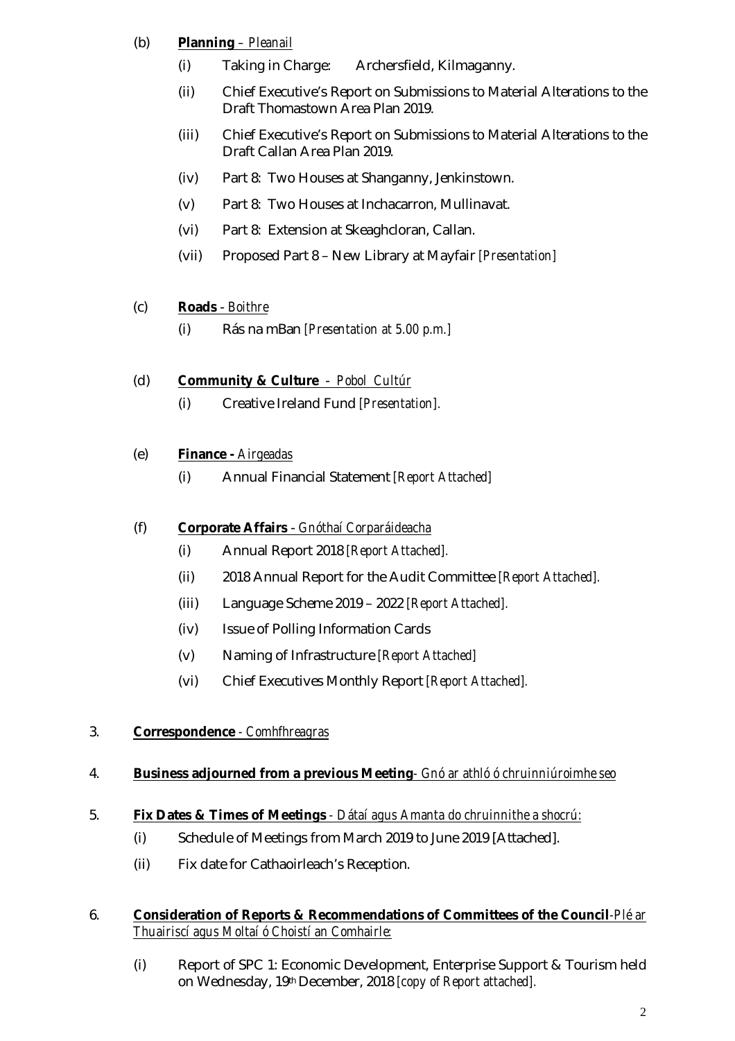(b) **Planning** – *Pleanail*

(i) Taking in Charge: Archersfield, Kilmaganny.

(ii) Chief Executive's Report on Submissions to Material Alterations to the Draft Thomastown Area Plan 2019.

(iii) Chief Executive's Report on Submissions to Material Alterations to the Draft Callan Area Plan 2019.

(iv) Part 8: Two Houses at Shanganny, Jenkinstown.

(v) Part 8: Two Houses at Inchacarron, Mullinavat.

(vi) Part 8: Extension at Skeaghcloran, Callan.

(vii) Proposed Part 8 – New Library at Mayfair *[Presentation]*

(c) **Roads** - *Boithre*

(i) Rás na mBan *[Presentation at 5.00 p.m.]*

(d) **Community & Culture** - *Pobol Cultúr*

(i) Creative Ireland Fund *[Presentation].*

(e) **Finance -** *Airgeadas*

(i) Annual Financial Statement *[Report Attached]*

(f) **Corporate Affairs** - *Gnóthaí Corparáideacha*

(i) Annual Report 2018 *[Report Attached].*

(ii) 2018 Annual Report for the Audit Committee *[Report Attached].*

(iii) Language Scheme 2019 – 2022 *[Report Attached].*

(iv) Issue of Polling Information Cards

(v) Naming of Infrastructure *[Report Attached]*

(vi) Chief Executives Monthly Report *[Report Attached].*

3. **Correspondence** - *Comhfhreagras*

4. **Business adjourned from a previous Meeting**- *Gnó ar athló ó chruinniúroimhe seo*

5. **Fix Dates & Times of Meetings** - *Dátaí agus Amanta do chruinnithe a shocrú:*

(i) Schedule of Meetings from March 2019 to June 2019 [Attached].

(ii) Fix date for Cathaoirleach's Reception.

6. **Consideration of Reports & Recommendations of Committees of the Council**-*Plé ar Thuairiscí agus Moltaí ó Choistí an Comhairle:*

(i) Report of SPC 1: Economic Development, Enterprise Support & Tourism held on Wednesday, 19th December, 2018 *[copy of Report attached].*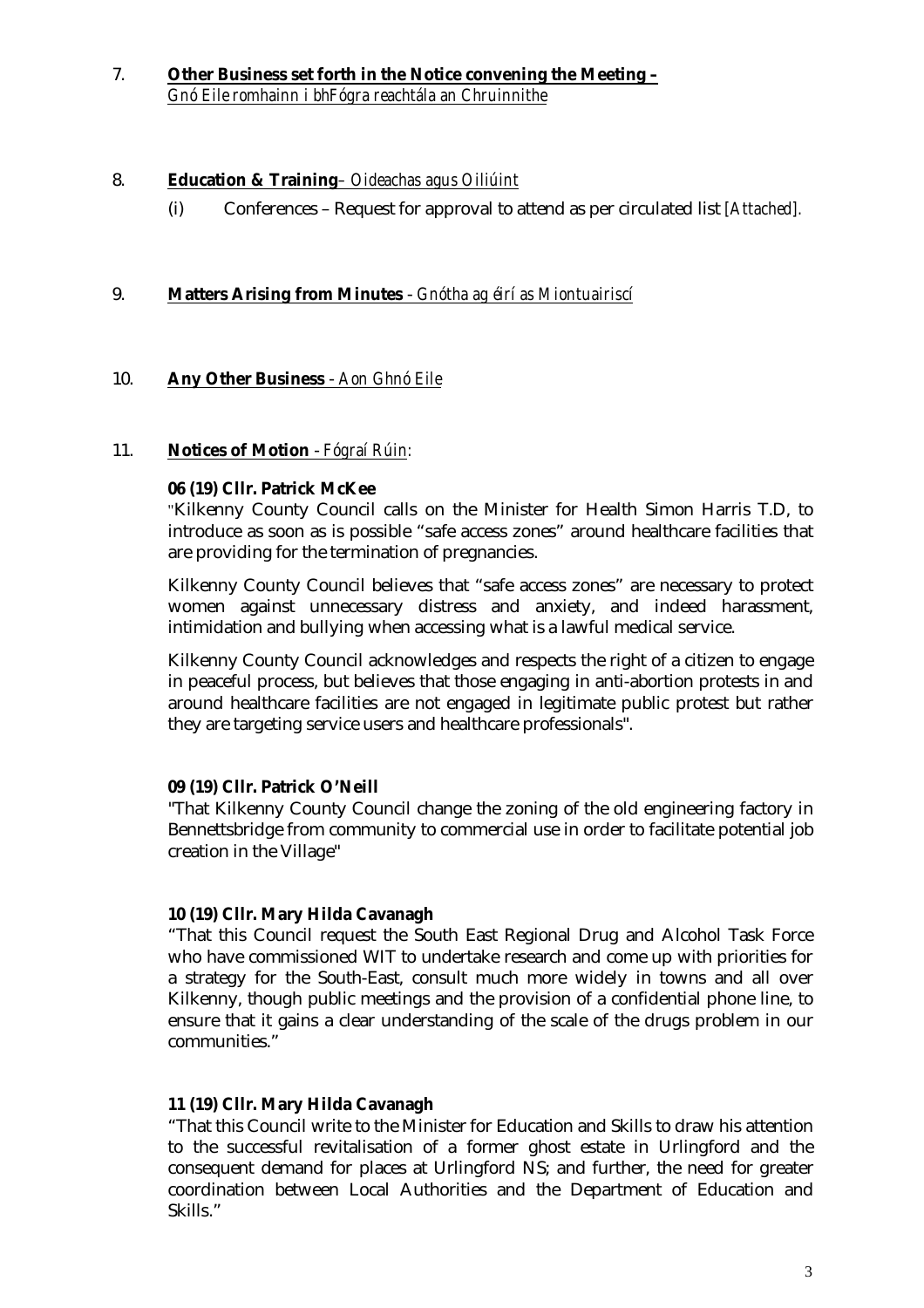7. **Other Business set forth in the Notice convening the Meeting –**
   *Gnó Eile romhainn i bhFógra reachtála an Chruinnithe*

8. **Education & Training** *– Oideachas agus Oiliúint*

   (i) Conferences – Request for approval to attend as per circulated list *[Attached].*

9. **Matters Arising from Minutes** *- Gnótha ag éirí as Miontuairiscí*

10. **Any Other Business** *- Aon Ghnó Eile*

11. **Notices of Motion** *- Fógraí Rúin:*

**06 (19) Cllr. Patrick McKee**

"Kilkenny County Council calls on the Minister for Health Simon Harris T.D, to introduce as soon as is possible "safe access zones" around healthcare facilities that are providing for the termination of pregnancies.

Kilkenny County Council believes that "safe access zones" are necessary to protect women against unnecessary distress and anxiety, and indeed harassment, intimidation and bullying when accessing what is a lawful medical service.

Kilkenny County Council acknowledges and respects the right of a citizen to engage in peaceful process, but believes that those engaging in anti-abortion protests in and around healthcare facilities are not engaged in legitimate public protest but rather they are targeting service users and healthcare professionals".

**09 (19) Cllr. Patrick O'Neill**

"That Kilkenny County Council change the zoning of the old engineering factory in Bennettsbridge from community to commercial use in order to facilitate potential job creation in the Village"

**10 (19) Cllr. Mary Hilda Cavanagh**

"That this Council request the South East Regional Drug and Alcohol Task Force who have commissioned WIT to undertake research and come up with priorities for a strategy for the South-East, consult much more widely in towns and all over Kilkenny, though public meetings and the provision of a confidential phone line, to ensure that it gains a clear understanding of the scale of the drugs problem in our communities."

**11 (19) Cllr. Mary Hilda Cavanagh**

"That this Council write to the Minister for Education and Skills to draw his attention to the successful revitalisation of a former ghost estate in Urlingford and the consequent demand for places at Urlingford NS; and further, the need for greater coordination between Local Authorities and the Department of Education and Skills."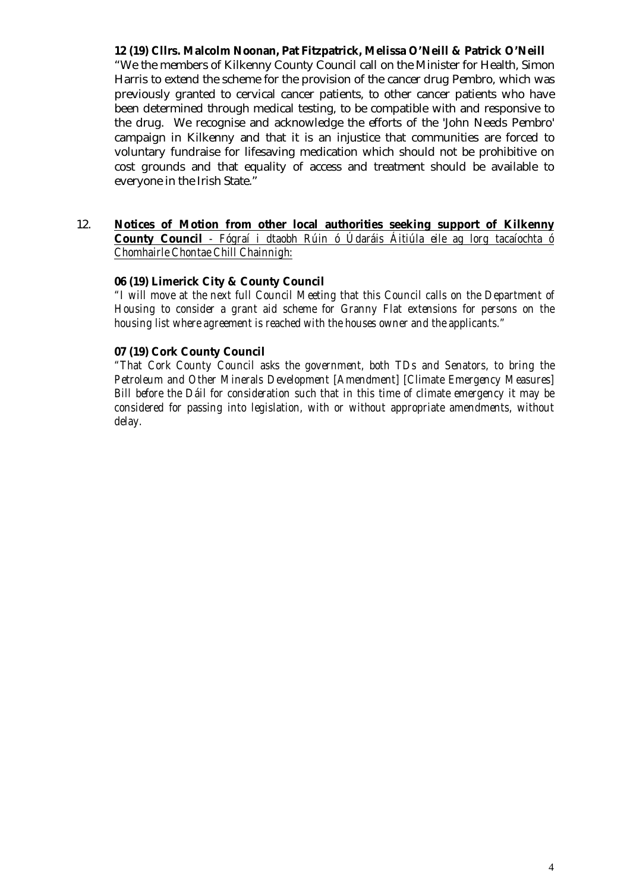**12 (19) Cllrs. Malcolm Noonan, Pat Fitzpatrick, Melissa O'Neill & Patrick O'Neill**

"We the members of Kilkenny County Council call on the Minister for Health, Simon Harris to extend the scheme for the provision of the cancer drug Pembro, which was previously granted to cervical cancer patients, to other cancer patients who have been determined through medical testing, to be compatible with and responsive to the drug. We recognise and acknowledge the efforts of the 'John Needs Pembro' campaign in Kilkenny and that it is an injustice that communities are forced to voluntary fundraise for lifesaving medication which should not be prohibitive on cost grounds and that equality of access and treatment should be available to everyone in the Irish State."

12. **Notices of Motion from other local authorities seeking support of Kilkenny County Council** - *Fógraí i dtaobh Rúin ó Údaráis Áitiúla eile ag lorg tacaíochta ó Chomhairle Chontae Chill Chainnigh:*

**06 (19) Limerick City & County Council**

*"I will move at the next full Council Meeting that this Council calls on the Department of Housing to consider a grant aid scheme for Granny Flat extensions for persons on the housing list where agreement is reached with the houses owner and the applicants."*

**07 (19) Cork County Council**

*"That Cork County Council asks the government, both TDs and Senators, to bring the Petroleum and Other Minerals Development [Amendment] [Climate Emergency Measures] Bill before the Dáil for consideration such that in this time of climate emergency it may be considered for passing into legislation, with or without appropriate amendments, without delay.*